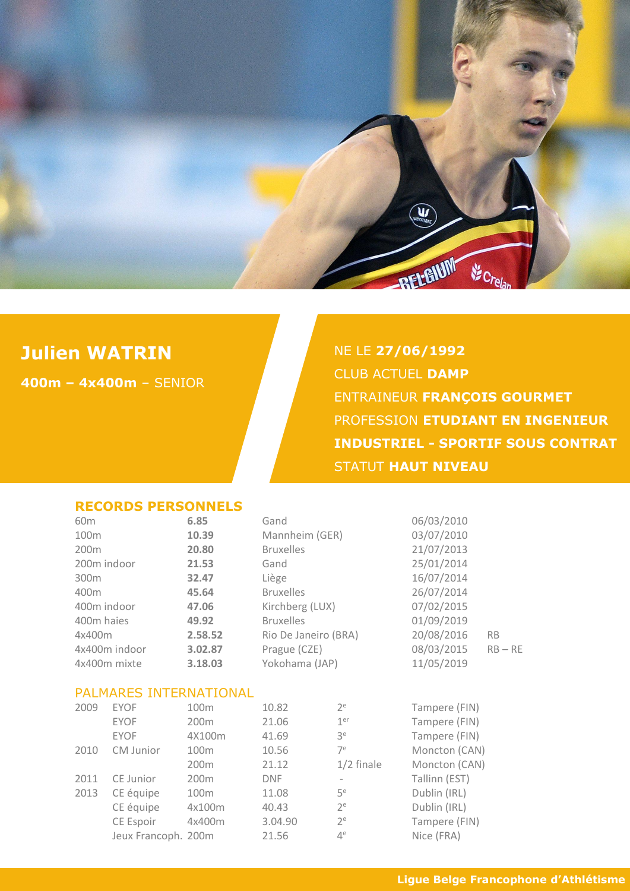# Julien WATRIN

**400m – 4x400m** – SENIOR

NE LE **27/06/1992**
CLUB ACTUEL **DAMP**
ENTRAINEUR **FRANÇOIS GOURMET**
PROFESSION **ETUDIANT EN INGENIEUR INDUSTRIEL - SPORTIF SOUS CONTRAT**
STATUT **HAUT NIVEAU**

## RECORDS PERSONNELS

| Épreuve | Performance | Lieu | Date | |
|---|---|---|---|---|
| 60m | **6.85** | Gand | 06/03/2010 | |
| 100m | **10.39** | Mannheim (GER) | 03/07/2010 | |
| 200m | **20.80** | Bruxelles | 21/07/2013 | |
| 200m indoor | **21.53** | Gand | 25/01/2014 | |
| 300m | **32.47** | Liège | 16/07/2014 | |
| 400m | **45.64** | Bruxelles | 26/07/2014 | |
| 400m indoor | **47.06** | Kirchberg (LUX) | 07/02/2015 | |
| 400m haies | **49.92** | Bruxelles | 01/09/2019 | |
| 4x400m | **2.58.52** | Rio De Janeiro (BRA) | 20/08/2016 | RB |
| 4x400m indoor | **3.02.87** | Prague (CZE) | 08/03/2015 | RB – RE |
| 4x400m mixte | **3.18.03** | Yokohama (JAP) | 11/05/2019 | |

## PALMARES INTERNATIONAL

| Année | Compétition | Épreuve | Performance | Place | Lieu |
|---|---|---|---|---|---|
| 2009 | EYOF | 100m | 10.82 | 2e | Tampere (FIN) |
| | EYOF | 200m | 21.06 | 1er | Tampere (FIN) |
| | EYOF | 4X100m | 41.69 | 3e | Tampere (FIN) |
| 2010 | CM Junior | 100m | 10.56 | 7e | Moncton (CAN) |
| | | 200m | 21.12 | 1/2 finale | Moncton (CAN) |
| 2011 | CE Junior | 200m | DNF | - | Tallinn (EST) |
| 2013 | CE équipe | 100m | 11.08 | 5e | Dublin (IRL) |
| | CE équipe | 4x100m | 40.43 | 2e | Dublin (IRL) |
| | CE Espoir | 4x400m | 3.04.90 | 2e | Tampere (FIN) |
| | Jeux Francoph. | 200m | 21.56 | 4e | Nice (FRA) |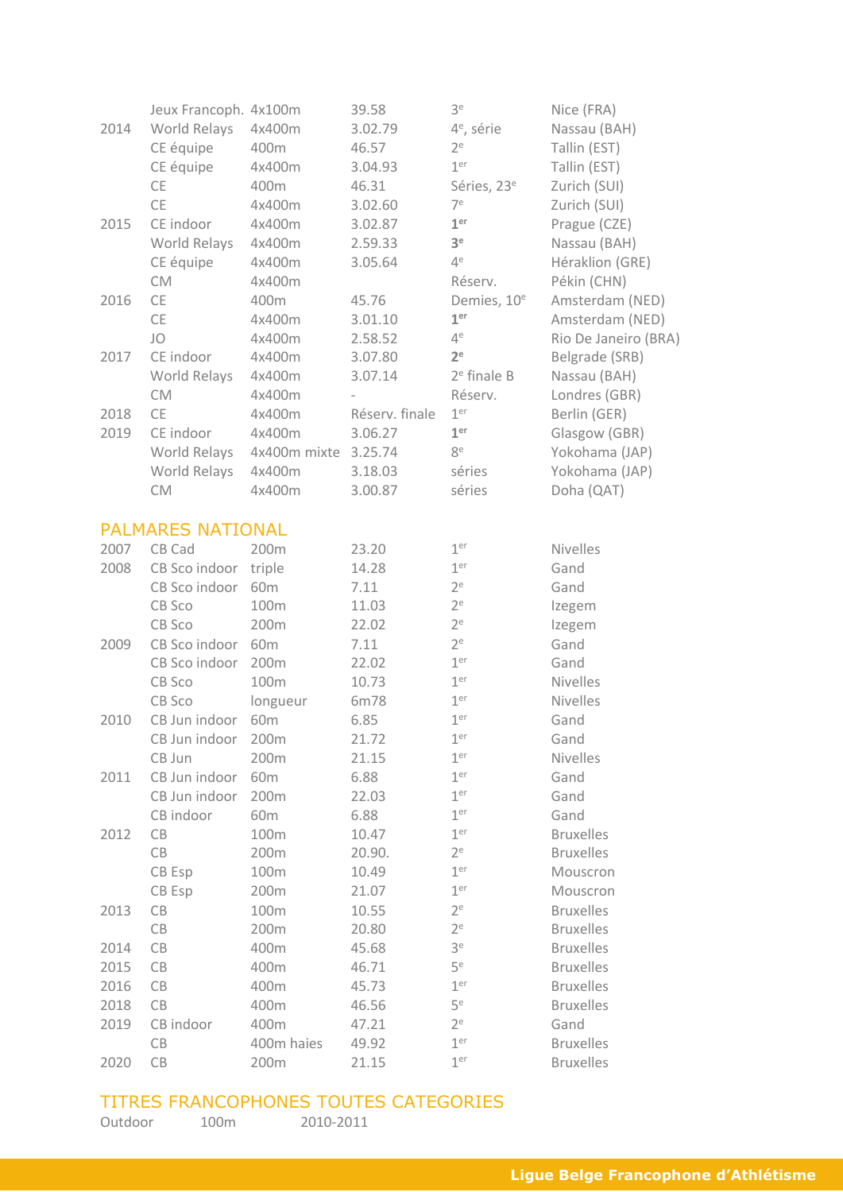| | | | | | |
|---|---|---|---|---|---|
| | Jeux Francoph. | 4x100m | 39.58 | 3e | Nice (FRA) |
| 2014 | World Relays | 4x400m | 3.02.79 | 4e, série | Nassau (BAH) |
| | CE équipe | 400m | 46.57 | 2e | Tallin (EST) |
| | CE équipe | 4x400m | 3.04.93 | 1er | Tallin (EST) |
| | CE | 400m | 46.31 | Séries, 23e | Zurich (SUI) |
| | CE | 4x400m | 3.02.60 | 7e | Zurich (SUI) |
| 2015 | CE indoor | 4x400m | 3.02.87 | **1er** | Prague (CZE) |
| | World Relays | 4x400m | 2.59.33 | **3e** | Nassau (BAH) |
| | CE équipe | 4x400m | 3.05.64 | 4e | Héraklion (GRE) |
| | CM | 4x400m | | Réserv. | Pékin (CHN) |
| 2016 | CE | 400m | 45.76 | Demies, 10e | Amsterdam (NED) |
| | CE | 4x400m | 3.01.10 | **1er** | Amsterdam (NED) |
| | JO | 4x400m | 2.58.52 | 4e | Rio De Janeiro (BRA) |
| 2017 | CE indoor | 4x400m | 3.07.80 | **2e** | Belgrade (SRB) |
| | World Relays | 4x400m | 3.07.14 | 2e finale B | Nassau (BAH) |
| | CM | 4x400m | - | Réserv. | Londres (GBR) |
| 2018 | CE | 4x400m | Réserv. finale | 1er | Berlin (GER) |
| 2019 | CE indoor | 4x400m | 3.06.27 | **1er** | Glasgow (GBR) |
| | World Relays | 4x400m mixte | 3.25.74 | 8e | Yokohama (JAP) |
| | World Relays | 4x400m | 3.18.03 | séries | Yokohama (JAP) |
| | CM | 4x400m | 3.00.87 | séries | Doha (QAT) |

## PALMARES NATIONAL

| | | | | | |
|---|---|---|---|---|---|
| 2007 | CB Cad | 200m | 23.20 | 1er | Nivelles |
| 2008 | CB Sco indoor | triple | 14.28 | 1er | Gand |
| | CB Sco indoor | 60m | 7.11 | 2e | Gand |
| | CB Sco | 100m | 11.03 | 2e | Izegem |
| | CB Sco | 200m | 22.02 | 2e | Izegem |
| 2009 | CB Sco indoor | 60m | 7.11 | 2e | Gand |
| | CB Sco indoor | 200m | 22.02 | 1er | Gand |
| | CB Sco | 100m | 10.73 | 1er | Nivelles |
| | CB Sco | longueur | 6m78 | 1er | Nivelles |
| 2010 | CB Jun indoor | 60m | 6.85 | 1er | Gand |
| | CB Jun indoor | 200m | 21.72 | 1er | Gand |
| | CB Jun | 200m | 21.15 | 1er | Nivelles |
| 2011 | CB Jun indoor | 60m | 6.88 | 1er | Gand |
| | CB Jun indoor | 200m | 22.03 | 1er | Gand |
| | CB indoor | 60m | 6.88 | 1er | Gand |
| 2012 | CB | 100m | 10.47 | 1er | Bruxelles |
| | CB | 200m | 20.90. | 2e | Bruxelles |
| | CB Esp | 100m | 10.49 | 1er | Mouscron |
| | CB Esp | 200m | 21.07 | 1er | Mouscron |
| 2013 | CB | 100m | 10.55 | 2e | Bruxelles |
| | CB | 200m | 20.80 | 2e | Bruxelles |
| 2014 | CB | 400m | 45.68 | 3e | Bruxelles |
| 2015 | CB | 400m | 46.71 | 5e | Bruxelles |
| 2016 | CB | 400m | 45.73 | 1er | Bruxelles |
| 2018 | CB | 400m | 46.56 | 5e | Bruxelles |
| 2019 | CB indoor | 400m | 47.21 | 2e | Gand |
| | CB | 400m haies | 49.92 | 1er | Bruxelles |
| 2020 | CB | 200m | 21.15 | 1er | Bruxelles |

## TITRES FRANCOPHONES TOUTES CATEGORIES

| | | |
|---|---|---|
| Outdoor | 100m | 2010-2011 |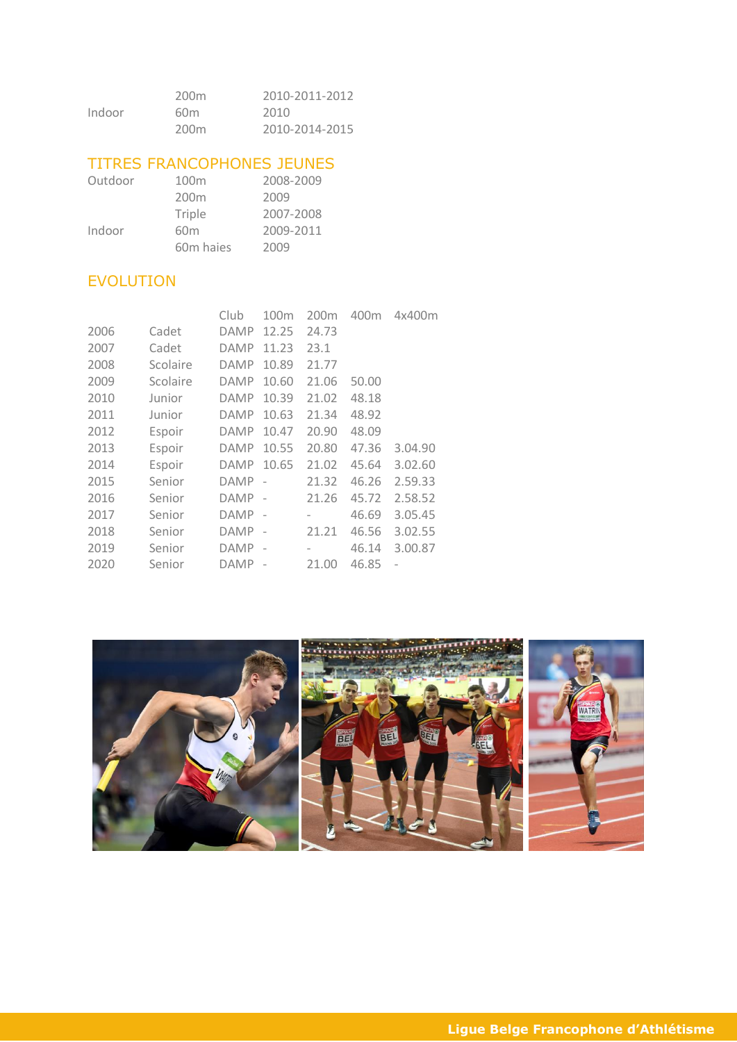| | | |
|---|---|---|
| | 200m | 2010-2011-2012 |
| Indoor | 60m | 2010 |
| | 200m | 2010-2014-2015 |

## TITRES FRANCOPHONES JEUNES

| | | |
|---|---|---|
| Outdoor | 100m | 2008-2009 |
| | 200m | 2009 |
| | Triple | 2007-2008 |
| Indoor | 60m | 2009-2011 |
| | 60m haies | 2009 |

## EVOLUTION

| | | Club | 100m | 200m | 400m | 4x400m |
|---|---|---|---|---|---|---|
| 2006 | Cadet | DAMP | 12.25 | 24.73 | | |
| 2007 | Cadet | DAMP | 11.23 | 23.1 | | |
| 2008 | Scolaire | DAMP | 10.89 | 21.77 | | |
| 2009 | Scolaire | DAMP | 10.60 | 21.06 | 50.00 | |
| 2010 | Junior | DAMP | 10.39 | 21.02 | 48.18 | |
| 2011 | Junior | DAMP | 10.63 | 21.34 | 48.92 | |
| 2012 | Espoir | DAMP | 10.47 | 20.90 | 48.09 | |
| 2013 | Espoir | DAMP | 10.55 | 20.80 | 47.36 | 3.04.90 |
| 2014 | Espoir | DAMP | 10.65 | 21.02 | 45.64 | 3.02.60 |
| 2015 | Senior | DAMP | - | 21.32 | 46.26 | 2.59.33 |
| 2016 | Senior | DAMP | - | 21.26 | 45.72 | 2.58.52 |
| 2017 | Senior | DAMP | - | - | 46.69 | 3.05.45 |
| 2018 | Senior | DAMP | - | 21.21 | 46.56 | 3.02.55 |
| 2019 | Senior | DAMP | - | - | 46.14 | 3.00.87 |
| 2020 | Senior | DAMP | - | 21.00 | 46.85 | - |